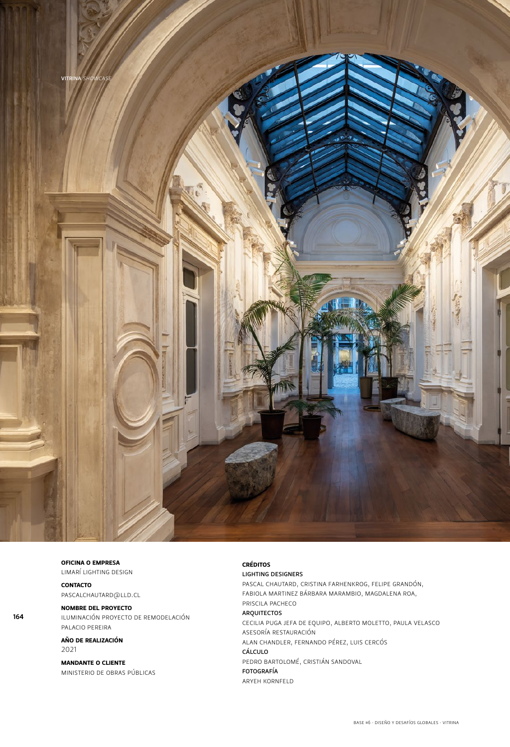VITRINA *SHOWCASE*

**OFICINA O EMPRESA**
LIMARÍ LIGHTING DESIGN

**CONTACTO**
PASCALCHAUTARD@LLD.CL

**NOMBRE DEL PROYECTO**
ILUMINACIÓN PROYECTO DE REMODELACIÓN PALACIO PEREIRA

**AÑO DE REALIZACIÓN**
2021

**MANDANTE O CLIENTE**
MINISTERIO DE OBRAS PÚBLICAS

**CRÉDITOS**

**LIGHTING DESIGNERS**
PASCAL CHAUTARD, CRISTINA FARHENKROG, FELIPE GRANDÓN, FABIOLA MARTINEZ BÁRBARA MARAMBIO, MAGDALENA ROA, PRISCILA PACHECO

**ARQUITECTOS**
CECILIA PUGA JEFA DE EQUIPO, ALBERTO MOLETTO, PAULA VELASCO

ASESORÍA RESTAURACIÓN
ALAN CHANDLER, FERNANDO PÉREZ, LUIS CERCÓS

**CÁLCULO**
PEDRO BARTOLOMÉ, CRISTIÁN SANDOVAL

**FOTOGRAFÍA**
ARYEH KORNFELD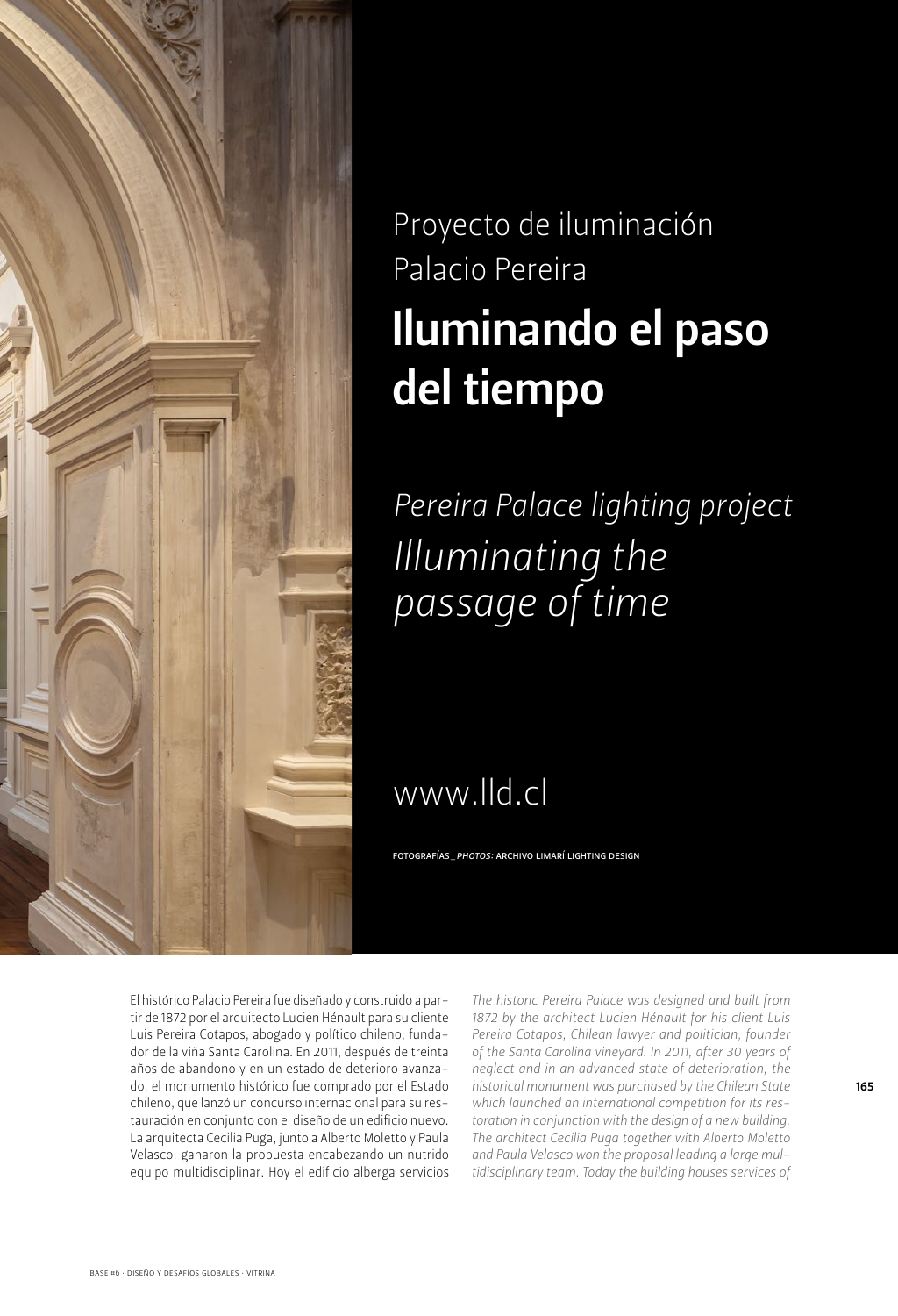Proyecto de iluminación
Palacio Pereira

# Iluminando el paso del tiempo

*Pereira Palace lighting project*

*Illuminating the passage of time*

www.lld.cl

FOTOGRAFÍAS_*PHOTOS:* ARCHIVO LIMARÍ LIGHTING DESIGN

El histórico Palacio Pereira fue diseñado y construido a partir de 1872 por el arquitecto Lucien Hénault para su cliente Luis Pereira Cotapos, abogado y político chileno, fundador de la viña Santa Carolina. En 2011, después de treinta años de abandono y en un estado de deterioro avanzado, el monumento histórico fue comprado por el Estado chileno, que lanzó un concurso internacional para su restauración en conjunto con el diseño de un edificio nuevo. La arquitecta Cecilia Puga, junto a Alberto Moletto y Paula Velasco, ganaron la propuesta encabezando un nutrido equipo multidisciplinar. Hoy el edificio alberga servicios

*The historic Pereira Palace was designed and built from 1872 by the architect Lucien Hénault for his client Luis Pereira Cotapos, Chilean lawyer and politician, founder of the Santa Carolina vineyard. In 2011, after 30 years of neglect and in an advanced state of deterioration, the historical monument was purchased by the Chilean State which launched an international competition for its restoration in conjunction with the design of a new building. The architect Cecilia Puga together with Alberto Moletto and Paula Velasco won the proposal leading a large multidisciplinary team. Today the building houses services of*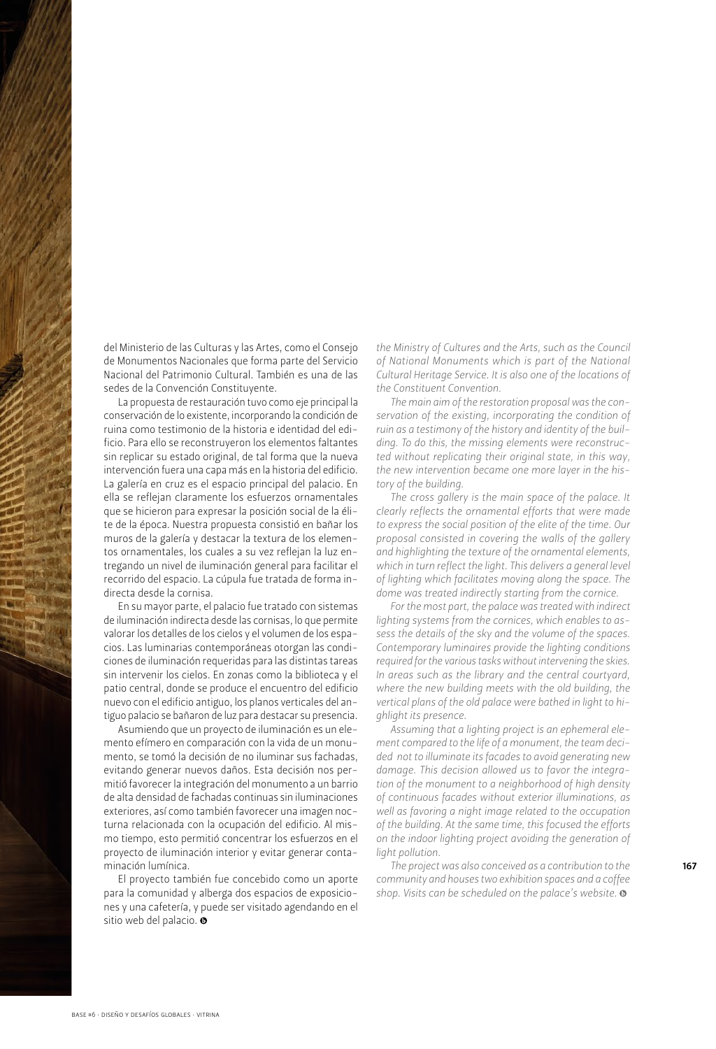del Ministerio de las Culturas y las Artes, como el Consejo de Monumentos Nacionales que forma parte del Servicio Nacional del Patrimonio Cultural. También es una de las sedes de la Convención Constituyente.

La propuesta de restauración tuvo como eje principal la conservación de lo existente, incorporando la condición de ruina como testimonio de la historia e identidad del edificio. Para ello se reconstruyeron los elementos faltantes sin replicar su estado original, de tal forma que la nueva intervención fuera una capa más en la historia del edificio. La galería en cruz es el espacio principal del palacio. En ella se reflejan claramente los esfuerzos ornamentales que se hicieron para expresar la posición social de la élite de la época. Nuestra propuesta consistió en bañar los muros de la galería y destacar la textura de los elementos ornamentales, los cuales a su vez reflejan la luz entregando un nivel de iluminación general para facilitar el recorrido del espacio. La cúpula fue tratada de forma indirecta desde la cornisa.

En su mayor parte, el palacio fue tratado con sistemas de iluminación indirecta desde las cornisas, lo que permite valorar los detalles de los cielos y el volumen de los espacios. Las luminarias contemporáneas otorgan las condiciones de iluminación requeridas para las distintas tareas sin intervenir los cielos. En zonas como la biblioteca y el patio central, donde se produce el encuentro del edificio nuevo con el edificio antiguo, los planos verticales del antiguo palacio se bañaron de luz para destacar su presencia.

Asumiendo que un proyecto de iluminación es un elemento efímero en comparación con la vida de un monumento, se tomó la decisión de no iluminar sus fachadas, evitando generar nuevos daños. Esta decisión nos permitió favorecer la integración del monumento a un barrio de alta densidad de fachadas continuas sin iluminaciones exteriores, así como también favorecer una imagen nocturna relacionada con la ocupación del edificio. Al mismo tiempo, esto permitió concentrar los esfuerzos en el proyecto de iluminación interior y evitar generar contaminación lumínica.

El proyecto también fue concebido como un aporte para la comunidad y alberga dos espacios de exposiciones y una cafetería, y puede ser visitado agendando en el sitio web del palacio. ●

*the Ministry of Cultures and the Arts, such as the Council of National Monuments which is part of the National Cultural Heritage Service. It is also one of the locations of the Constituent Convention.*

*The main aim of the restoration proposal was the conservation of the existing, incorporating the condition of ruin as a testimony of the history and identity of the building. To do this, the missing elements were reconstructed without replicating their original state, in this way, the new intervention became one more layer in the history of the building.*

*The cross gallery is the main space of the palace. It clearly reflects the ornamental efforts that were made to express the social position of the elite of the time. Our proposal consisted in covering the walls of the gallery and highlighting the texture of the ornamental elements, which in turn reflect the light. This delivers a general level of lighting which facilitates moving along the space. The dome was treated indirectly starting from the cornice.*

*For the most part, the palace was treated with indirect lighting systems from the cornices, which enables to assess the details of the sky and the volume of the spaces. Contemporary luminaires provide the lighting conditions required for the various tasks without intervening the skies. In areas such as the library and the central courtyard, where the new building meets with the old building, the vertical plans of the old palace were bathed in light to highlight its presence.*

*Assuming that a lighting project is an ephemeral element compared to the life of a monument, the team decided not to illuminate its facades to avoid generating new damage. This decision allowed us to favor the integration of the monument to a neighborhood of high density of continuous facades without exterior illuminations, as well as favoring a night image related to the occupation of the building. At the same time, this focused the efforts on the indoor lighting project avoiding the generation of light pollution.*

*The project was also conceived as a contribution to the community and houses two exhibition spaces and a coffee shop. Visits can be scheduled on the palace's website.* ●